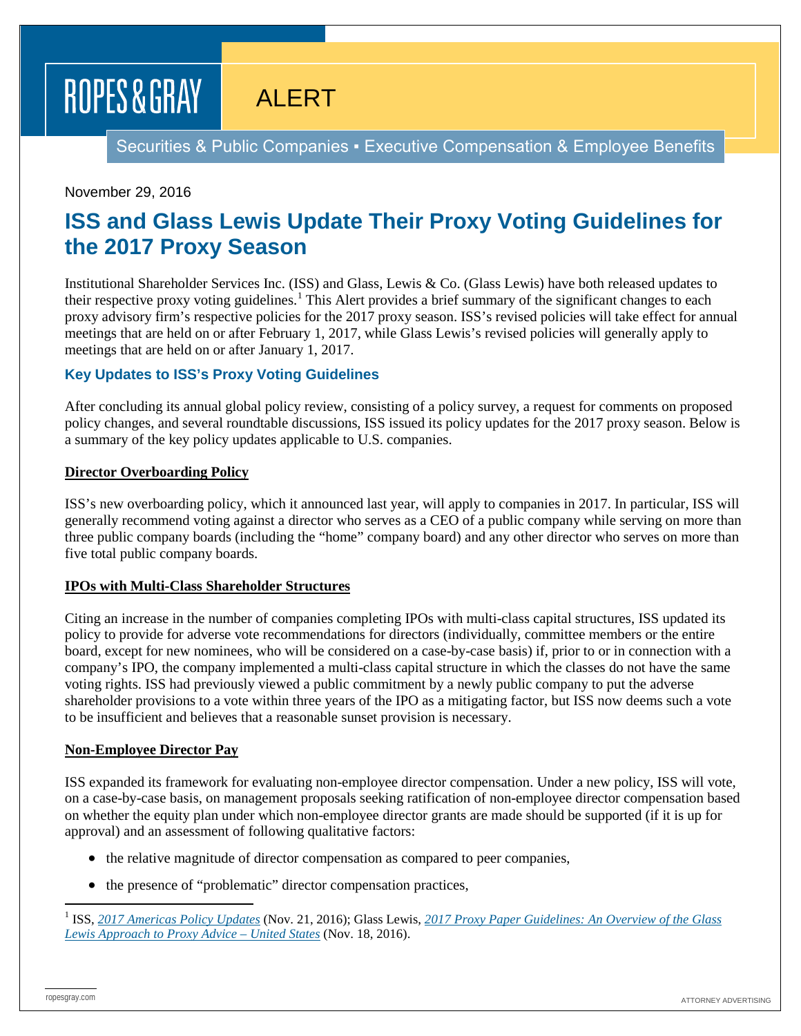ROPES & GRAY

ALERT

Securities & Public Companies ▪ Executive Compensation & Employee Benefits

November 29, 2016

# ISS and Glass Lewis Update Their Proxy Voting Guidelines for the 2017 Proxy Season

Institutional Shareholder Services Inc. (ISS) and Glass, Lewis & Co. (Glass Lewis) have both released updates to their respective proxy voting guidelines.[1] This Alert provides a brief summary of the significant changes to each proxy advisory firm's respective policies for the 2017 proxy season. ISS's revised policies will take effect for annual meetings that are held on or after February 1, 2017, while Glass Lewis's revised policies will generally apply to meetings that are held on or after January 1, 2017.

## Key Updates to ISS's Proxy Voting Guidelines

After concluding its annual global policy review, consisting of a policy survey, a request for comments on proposed policy changes, and several roundtable discussions, ISS issued its policy updates for the 2017 proxy season. Below is a summary of the key policy updates applicable to U.S. companies.

### Director Overboarding Policy

ISS's new overboarding policy, which it announced last year, will apply to companies in 2017. In particular, ISS will generally recommend voting against a director who serves as a CEO of a public company while serving on more than three public company boards (including the "home" company board) and any other director who serves on more than five total public company boards.

### IPOs with Multi-Class Shareholder Structures

Citing an increase in the number of companies completing IPOs with multi-class capital structures, ISS updated its policy to provide for adverse vote recommendations for directors (individually, committee members or the entire board, except for new nominees, who will be considered on a case-by-case basis) if, prior to or in connection with a company's IPO, the company implemented a multi-class capital structure in which the classes do not have the same voting rights. ISS had previously viewed a public commitment by a newly public company to put the adverse shareholder provisions to a vote within three years of the IPO as a mitigating factor, but ISS now deems such a vote to be insufficient and believes that a reasonable sunset provision is necessary.

### Non-Employee Director Pay

ISS expanded its framework for evaluating non-employee director compensation. Under a new policy, ISS will vote, on a case-by-case basis, on management proposals seeking ratification of non-employee director compensation based on whether the equity plan under which non-employee director grants are made should be supported (if it is up for approval) and an assessment of following qualitative factors:

- the relative magnitude of director compensation as compared to peer companies,
- the presence of "problematic" director compensation practices,

---

[1] ISS, *2017 Americas Policy Updates* (Nov. 21, 2016); Glass Lewis, *2017 Proxy Paper Guidelines: An Overview of the Glass Lewis Approach to Proxy Advice – United States* (Nov. 18, 2016).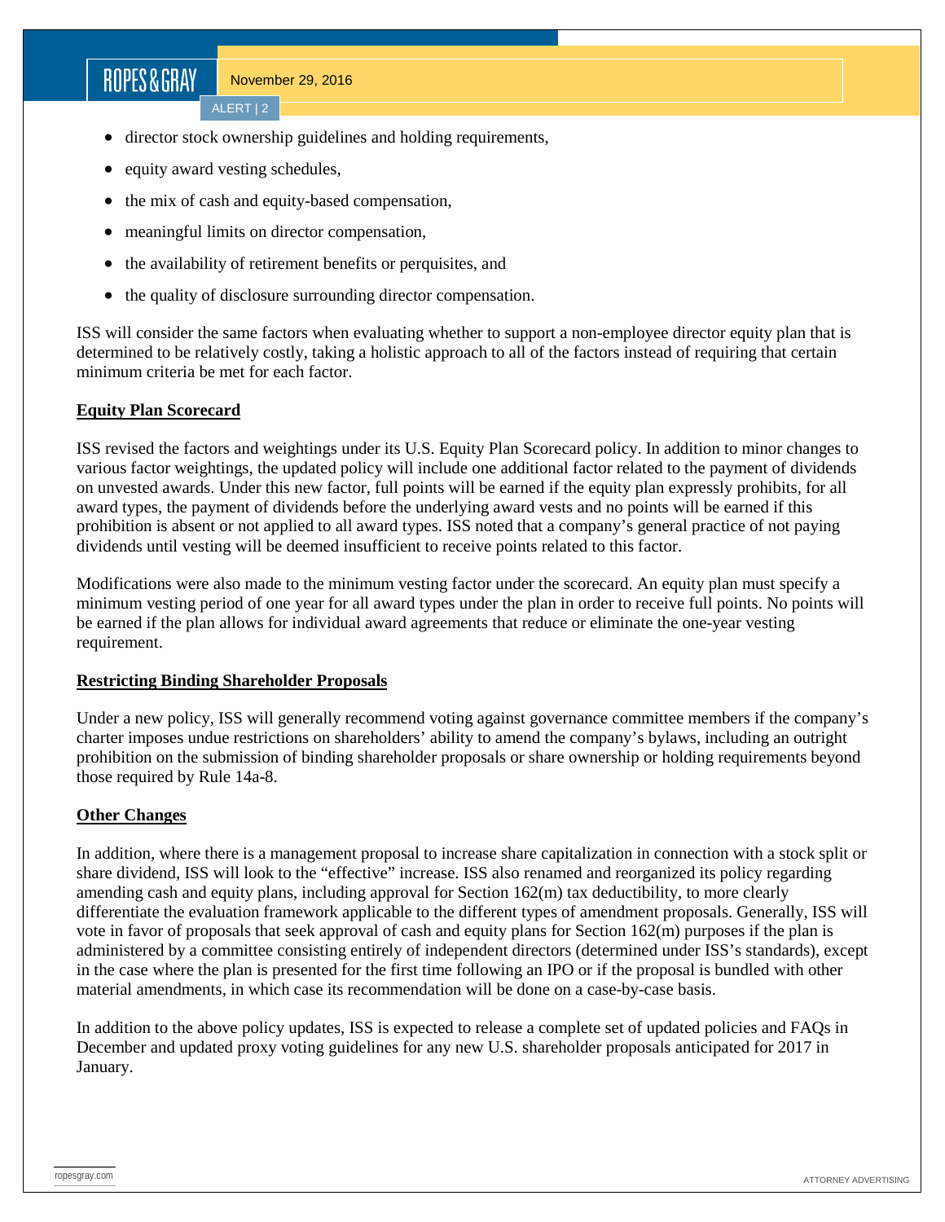- director stock ownership guidelines and holding requirements,
- equity award vesting schedules,
- the mix of cash and equity-based compensation,
- meaningful limits on director compensation,
- the availability of retirement benefits or perquisites, and
- the quality of disclosure surrounding director compensation.

ISS will consider the same factors when evaluating whether to support a non-employee director equity plan that is determined to be relatively costly, taking a holistic approach to all of the factors instead of requiring that certain minimum criteria be met for each factor.

**Equity Plan Scorecard**

ISS revised the factors and weightings under its U.S. Equity Plan Scorecard policy. In addition to minor changes to various factor weightings, the updated policy will include one additional factor related to the payment of dividends on unvested awards. Under this new factor, full points will be earned if the equity plan expressly prohibits, for all award types, the payment of dividends before the underlying award vests and no points will be earned if this prohibition is absent or not applied to all award types. ISS noted that a company's general practice of not paying dividends until vesting will be deemed insufficient to receive points related to this factor.

Modifications were also made to the minimum vesting factor under the scorecard. An equity plan must specify a minimum vesting period of one year for all award types under the plan in order to receive full points. No points will be earned if the plan allows for individual award agreements that reduce or eliminate the one-year vesting requirement.

**Restricting Binding Shareholder Proposals**

Under a new policy, ISS will generally recommend voting against governance committee members if the company's charter imposes undue restrictions on shareholders' ability to amend the company's bylaws, including an outright prohibition on the submission of binding shareholder proposals or share ownership or holding requirements beyond those required by Rule 14a-8.

**Other Changes**

In addition, where there is a management proposal to increase share capitalization in connection with a stock split or share dividend, ISS will look to the "effective" increase. ISS also renamed and reorganized its policy regarding amending cash and equity plans, including approval for Section 162(m) tax deductibility, to more clearly differentiate the evaluation framework applicable to the different types of amendment proposals. Generally, ISS will vote in favor of proposals that seek approval of cash and equity plans for Section 162(m) purposes if the plan is administered by a committee consisting entirely of independent directors (determined under ISS's standards), except in the case where the plan is presented for the first time following an IPO or if the proposal is bundled with other material amendments, in which case its recommendation will be done on a case-by-case basis.

In addition to the above policy updates, ISS is expected to release a complete set of updated policies and FAQs in December and updated proxy voting guidelines for any new U.S. shareholder proposals anticipated for 2017 in January.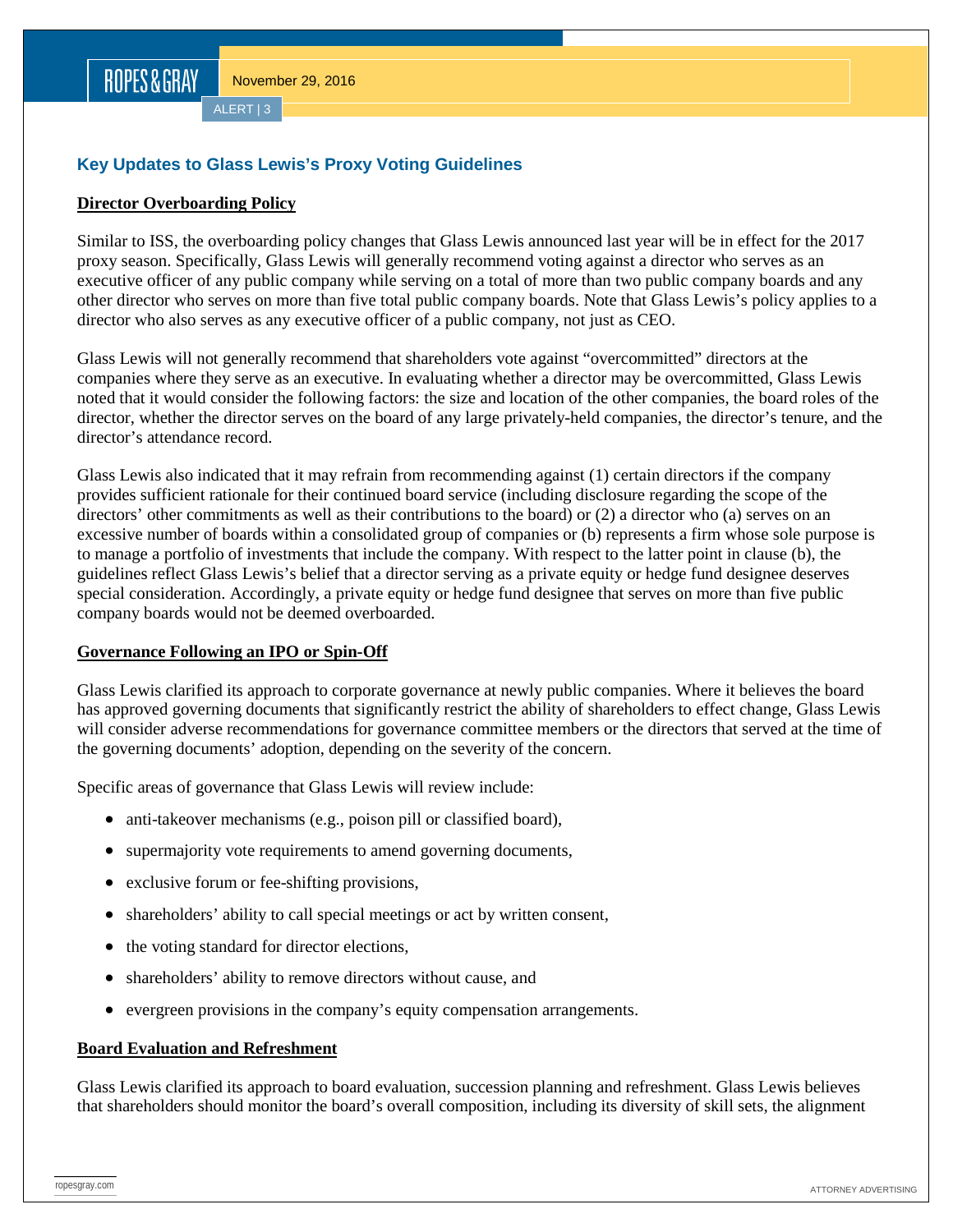## Key Updates to Glass Lewis's Proxy Voting Guidelines

### Director Overboarding Policy

Similar to ISS, the overboarding policy changes that Glass Lewis announced last year will be in effect for the 2017 proxy season. Specifically, Glass Lewis will generally recommend voting against a director who serves as an executive officer of any public company while serving on a total of more than two public company boards and any other director who serves on more than five total public company boards. Note that Glass Lewis's policy applies to a director who also serves as any executive officer of a public company, not just as CEO.

Glass Lewis will not generally recommend that shareholders vote against "overcommitted" directors at the companies where they serve as an executive. In evaluating whether a director may be overcommitted, Glass Lewis noted that it would consider the following factors: the size and location of the other companies, the board roles of the director, whether the director serves on the board of any large privately-held companies, the director's tenure, and the director's attendance record.

Glass Lewis also indicated that it may refrain from recommending against (1) certain directors if the company provides sufficient rationale for their continued board service (including disclosure regarding the scope of the directors' other commitments as well as their contributions to the board) or (2) a director who (a) serves on an excessive number of boards within a consolidated group of companies or (b) represents a firm whose sole purpose is to manage a portfolio of investments that include the company. With respect to the latter point in clause (b), the guidelines reflect Glass Lewis's belief that a director serving as a private equity or hedge fund designee deserves special consideration. Accordingly, a private equity or hedge fund designee that serves on more than five public company boards would not be deemed overboarded.

### Governance Following an IPO or Spin-Off

Glass Lewis clarified its approach to corporate governance at newly public companies. Where it believes the board has approved governing documents that significantly restrict the ability of shareholders to effect change, Glass Lewis will consider adverse recommendations for governance committee members or the directors that served at the time of the governing documents' adoption, depending on the severity of the concern.

Specific areas of governance that Glass Lewis will review include:

- anti-takeover mechanisms (e.g., poison pill or classified board),
- supermajority vote requirements to amend governing documents,
- exclusive forum or fee-shifting provisions,
- shareholders' ability to call special meetings or act by written consent,
- the voting standard for director elections,
- shareholders' ability to remove directors without cause, and
- evergreen provisions in the company's equity compensation arrangements.

### Board Evaluation and Refreshment

Glass Lewis clarified its approach to board evaluation, succession planning and refreshment. Glass Lewis believes that shareholders should monitor the board's overall composition, including its diversity of skill sets, the alignment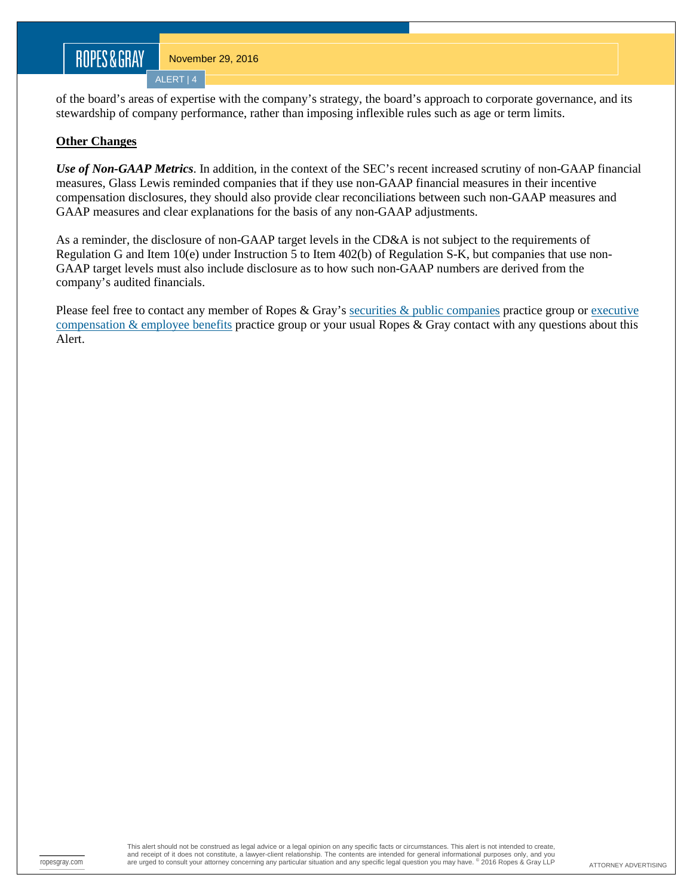of the board's areas of expertise with the company's strategy, the board's approach to corporate governance, and its stewardship of company performance, rather than imposing inflexible rules such as age or term limits.

## Other Changes

***Use of Non-GAAP Metrics***. In addition, in the context of the SEC's recent increased scrutiny of non-GAAP financial measures, Glass Lewis reminded companies that if they use non-GAAP financial measures in their incentive compensation disclosures, they should also provide clear reconciliations between such non-GAAP measures and GAAP measures and clear explanations for the basis of any non-GAAP adjustments.

As a reminder, the disclosure of non-GAAP target levels in the CD&A is not subject to the requirements of Regulation G and Item 10(e) under Instruction 5 to Item 402(b) of Regulation S-K, but companies that use non-GAAP target levels must also include disclosure as to how such non-GAAP numbers are derived from the company's audited financials.

Please feel free to contact any member of Ropes & Gray's securities & public companies practice group or executive compensation & employee benefits practice group or your usual Ropes & Gray contact with any questions about this Alert.

This alert should not be construed as legal advice or a legal opinion on any specific facts or circumstances. This alert is not intended to create, and receipt of it does not constitute, a lawyer-client relationship. The contents are intended for general informational purposes only, and you are urged to consult your attorney concerning any particular situation and any specific legal question you may have. © 2016 Ropes & Gray LLP

ATTORNEY ADVERTISING